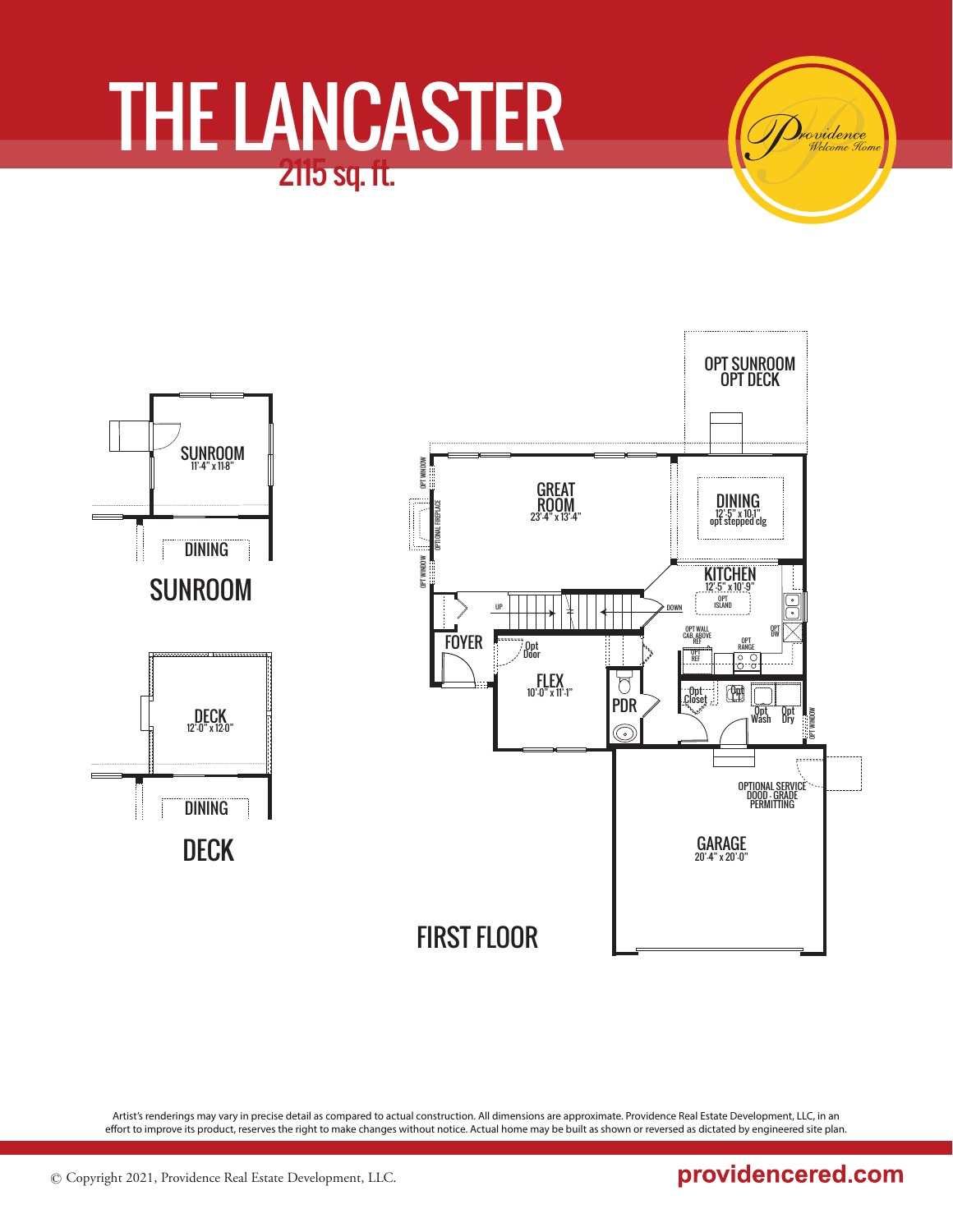# THE LANCASTER

## 2115 sq. ft.

Providence Welcome Home

OPT SUNROOM
OPT DECK

GREAT ROOM
23'-4" x 13'-4"

DINING
12'-5" x 10'-1"
opt stepped clg

KITCHEN
12'-5" x 10'-9"

OPT ISLAND

OPT WINDOW

OPTIONAL FIREPLACE

OPT WINDOW

UP

DOWN

FOYER

Opt Door

FLEX
10'-0" x 11'-1"

PDR

OPT WALL CAB. ABOVE REF

OPT REF

OPT RANGE

OPT DW

Opt Closet

Opt LT

Opt Wash

Opt Dry

OPT WINDOW

OPTIONAL SERVICE DOOD - GRADE PERMITTING

GARAGE
20'-4" x 20'-0"

FIRST FLOOR

SUNROOM
11'-4" x 11-8"

DINING

SUNROOM

DECK
12'-0" x 12-0"

DINING

DECK

Artist's renderings may vary in precise detail as compared to actual construction. All dimensions are approximate. Providence Real Estate Development, LLC, in an effort to improve its product, reserves the right to make changes without notice. Actual home may be built as shown or reversed as dictated by engineered site plan.

© Copyright 2021, Providence Real Estate Development, LLC.

providencered.com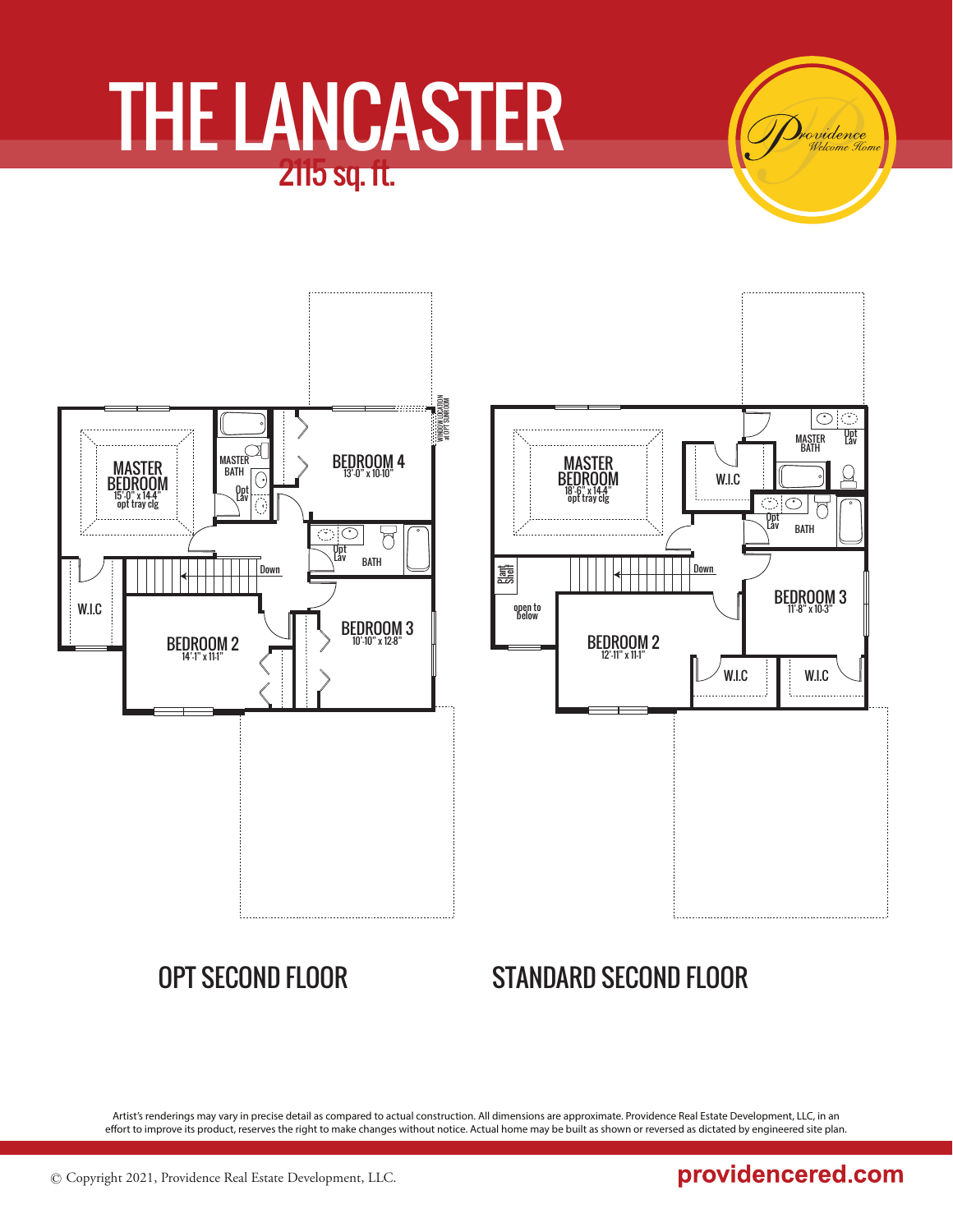# THE LANCASTER

## 2115 sq. ft.

Providence Welcome Home

MASTER BEDROOM
15'-0" x 14-4"
opt tray clg

MASTER BATH

Opt Lav

BEDROOM 4
13'-0" x 10-10"

WINDOW LOCATION at OPT SUNROOM

Opt Lav

BATH

Down

W.I.C

BEDROOM 2
14'-1" x 11-1"

BEDROOM 3
10'-10" x 12-8"

MASTER BEDROOM
18'-6" x 14-4"
opt tray clg

W.I.C

MASTER BATH

Opt Lav

Opt Lav

BATH

Plant Shelf

open to below

Down

BEDROOM 2
12'-11" x 11-1"

BEDROOM 3
11'-8" x 10-3"

W.I.C

W.I.C

OPT SECOND FLOOR

STANDARD SECOND FLOOR

Artist's renderings may vary in precise detail as compared to actual construction. All dimensions are approximate. Providence Real Estate Development, LLC, in an effort to improve its product, reserves the right to make changes without notice. Actual home may be built as shown or reversed as dictated by engineered site plan.

© Copyright 2021, Providence Real Estate Development, LLC.

providencered.com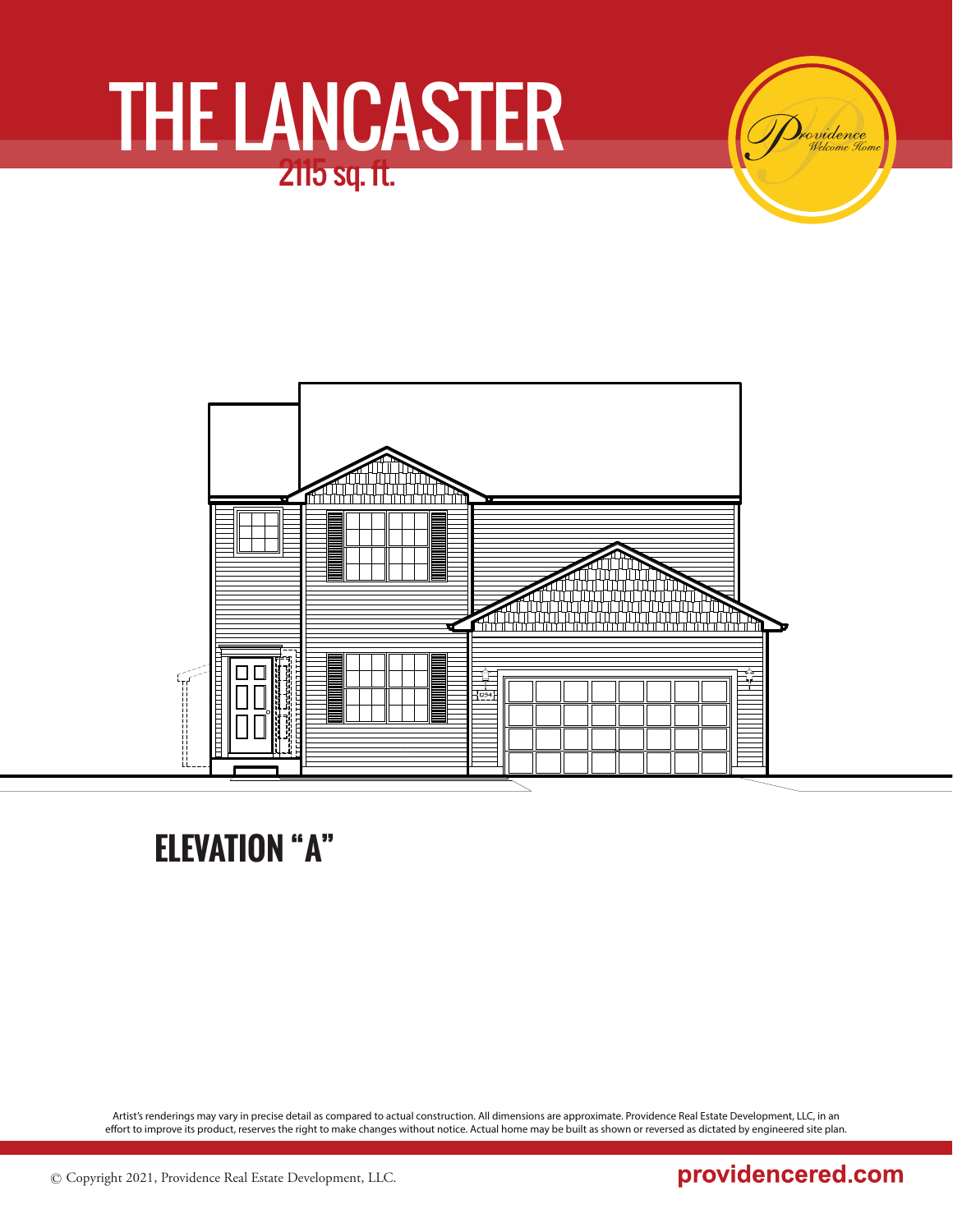# THE LANCASTER

2115 sq. ft.

*Providence Welcome Home*

## ELEVATION "A"

Artist's renderings may vary in precise detail as compared to actual construction. All dimensions are approximate. Providence Real Estate Development, LLC, in an effort to improve its product, reserves the right to make changes without notice. Actual home may be built as shown or reversed as dictated by engineered site plan.

© Copyright 2021, Providence Real Estate Development, LLC.

providencered.com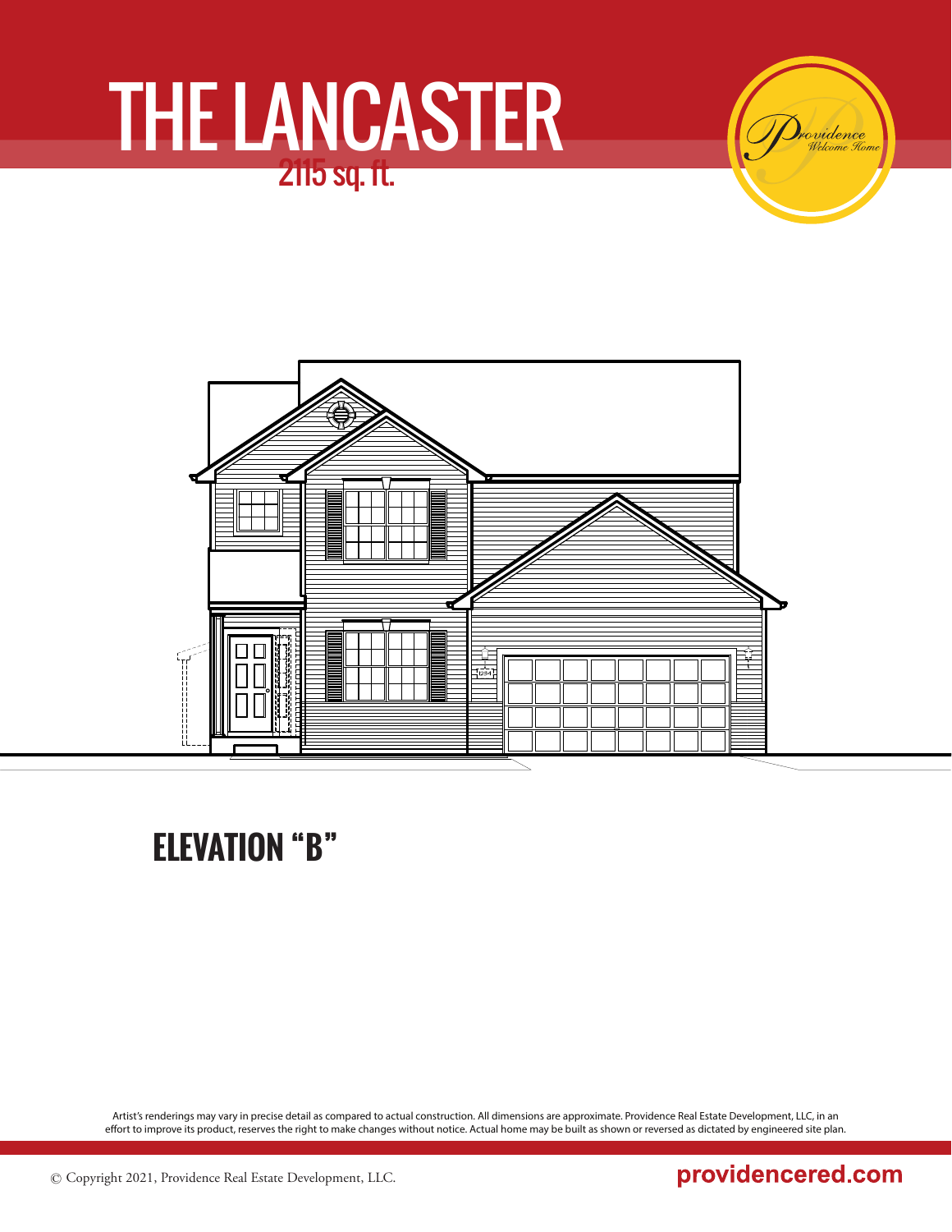# THE LANCASTER

2115 sq. ft.

*Providence Welcome Home*

## ELEVATION "B"

Artist's renderings may vary in precise detail as compared to actual construction. All dimensions are approximate. Providence Real Estate Development, LLC, in an effort to improve its product, reserves the right to make changes without notice. Actual home may be built as shown or reversed as dictated by engineered site plan.

© Copyright 2021, Providence Real Estate Development, LLC.

**providencered.com**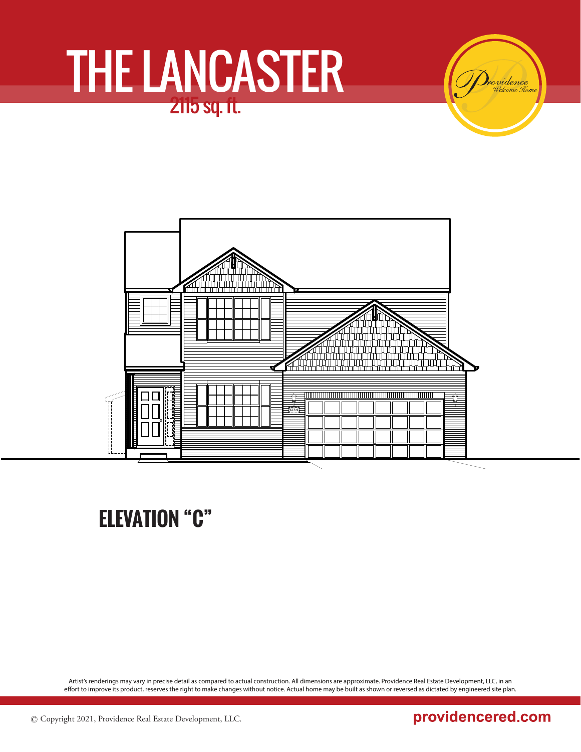# THE LANCASTER

2115 sq. ft.

Providence
Welcome Home

## ELEVATION "C"

Artist's renderings may vary in precise detail as compared to actual construction. All dimensions are approximate. Providence Real Estate Development, LLC, in an effort to improve its product, reserves the right to make changes without notice. Actual home may be built as shown or reversed as dictated by engineered site plan.

© Copyright 2021, Providence Real Estate Development, LLC.

providencered.com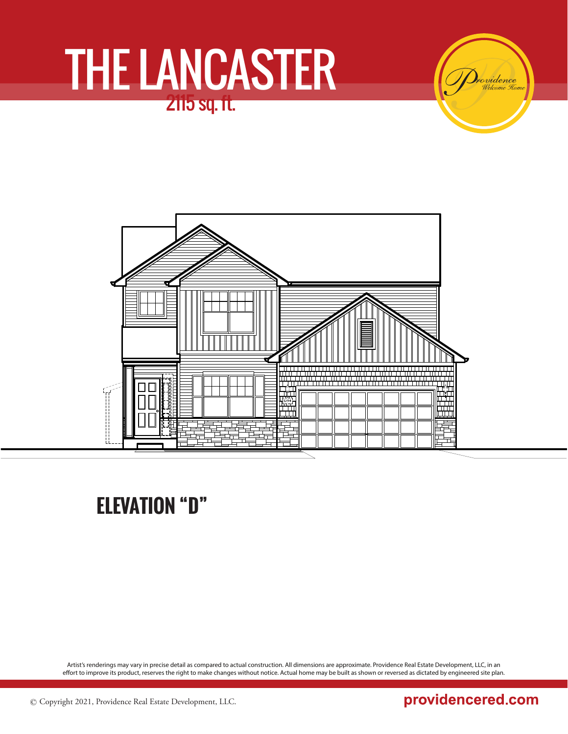# THE LANCASTER

2115 sq. ft.

*Providence* Welcome Home

## ELEVATION "D"

Artist's renderings may vary in precise detail as compared to actual construction. All dimensions are approximate. Providence Real Estate Development, LLC, in an effort to improve its product, reserves the right to make changes without notice. Actual home may be built as shown or reversed as dictated by engineered site plan.

© Copyright 2021, Providence Real Estate Development, LLC.

**providencered.com**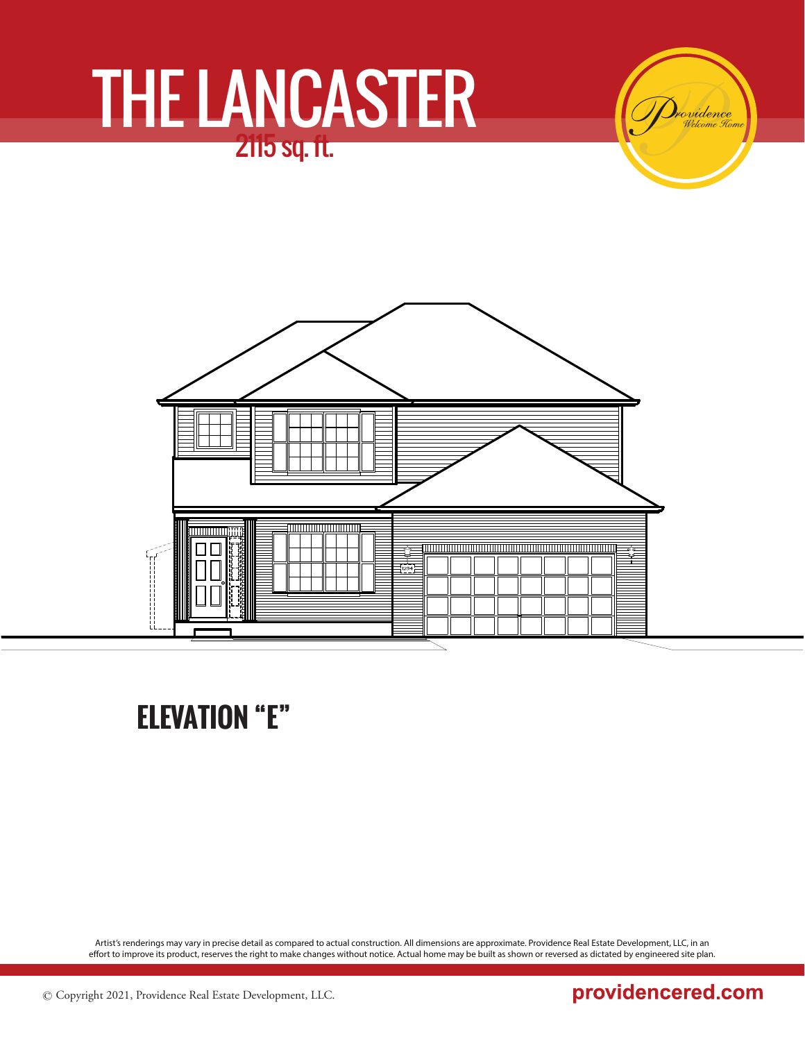# THE LANCASTER

## 2115 sq. ft.

Providence Welcome Home

## ELEVATION "E"

Artist's renderings may vary in precise detail as compared to actual construction. All dimensions are approximate. Providence Real Estate Development, LLC, in an effort to improve its product, reserves the right to make changes without notice. Actual home may be built as shown or reversed as dictated by engineered site plan.

© Copyright 2021, Providence Real Estate Development, LLC.

providencered.com